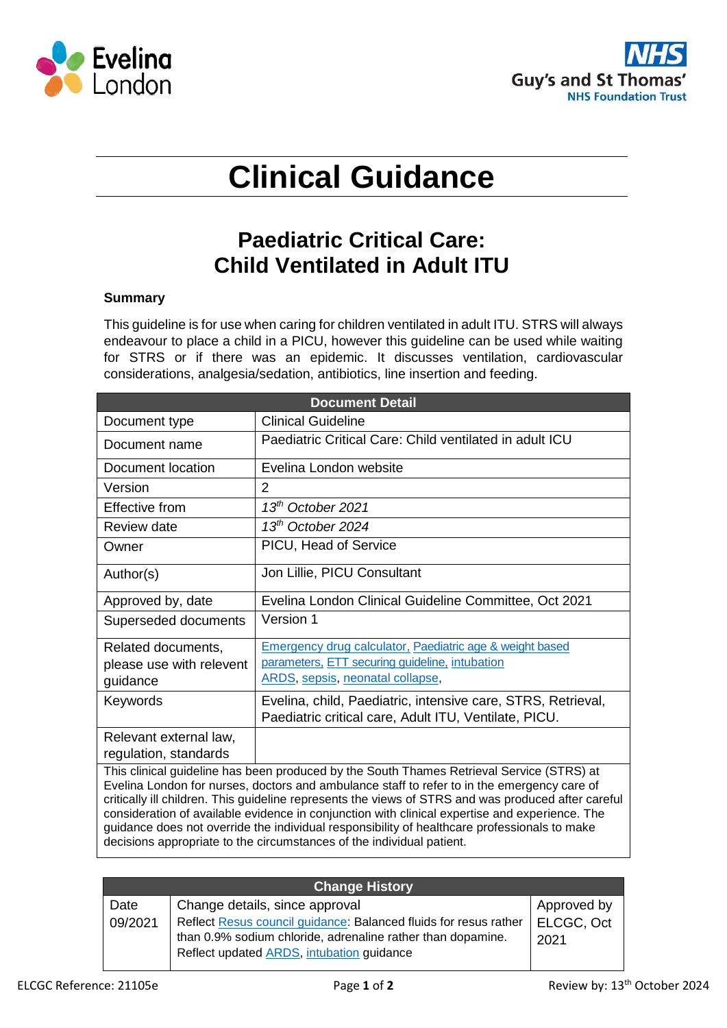# Clinical Guidance

## Paediatric Critical Care: Child Ventilated in Adult ITU

**Summary**

This guideline is for use when caring for children ventilated in adult ITU. STRS will always endeavour to place a child in a PICU, however this guideline can be used while waiting for STRS or if there was an epidemic. It discusses ventilation, cardiovascular considerations, analgesia/sedation, antibiotics, line insertion and feeding.

| Document Detail | |
|---|---|
| Document type | Clinical Guideline |
| Document name | Paediatric Critical Care: Child ventilated in adult ICU |
| Document location | Evelina London website |
| Version | 2 |
| Effective from | *13th October 2021* |
| Review date | *13th October 2024* |
| Owner | PICU, Head of Service |
| Author(s) | Jon Lillie, PICU Consultant |
| Approved by, date | Evelina London Clinical Guideline Committee, Oct 2021 |
| Superseded documents | Version 1 |
| Related documents, please use with relevent guidance | Emergency drug calculator, Paediatric age & weight based parameters, ETT securing guideline, intubation ARDS, sepsis, neonatal collapse, |
| Keywords | Evelina, child, Paediatric, intensive care, STRS, Retrieval, Paediatric critical care, Adult ITU, Ventilate, PICU. |
| Relevant external law, regulation, standards | |
| This clinical guideline has been produced by the South Thames Retrieval Service (STRS) at Evelina London for nurses, doctors and ambulance staff to refer to in the emergency care of critically ill children. This guideline represents the views of STRS and was produced after careful consideration of available evidence in conjunction with clinical expertise and experience. The guidance does not override the individual responsibility of healthcare professionals to make decisions appropriate to the circumstances of the individual patient. | |

| Change History | | |
|---|---|---|
| Date | Change details, since approval | Approved by |
| 09/2021 | Reflect Resus council guidance: Balanced fluids for resus rather than 0.9% sodium chloride, adrenaline rather than dopamine. Reflect updated ARDS, intubation guidance | ELCGC, Oct 2021 |

ELCGC Reference: 21105e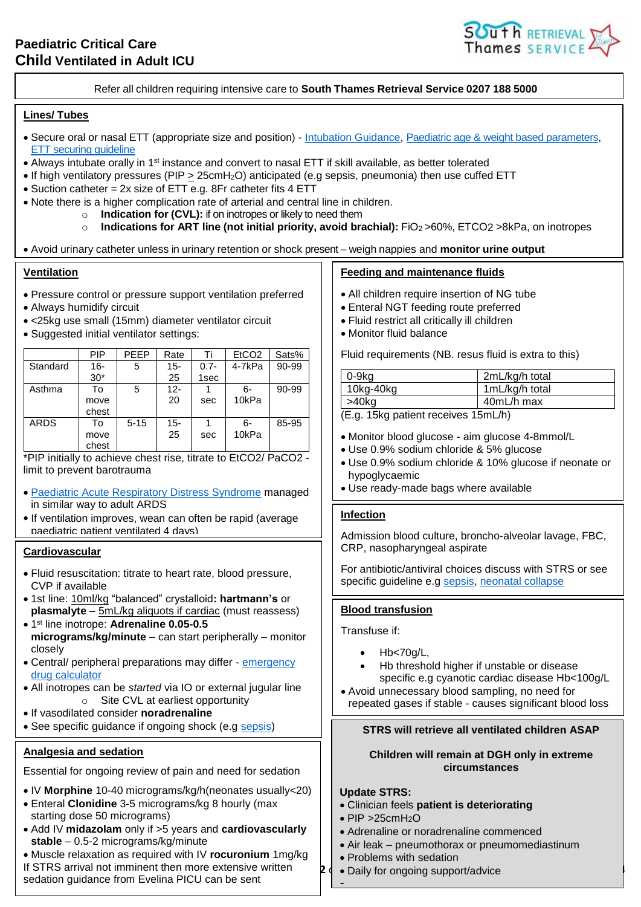# Paediatric Critical Care
# Child Ventilated in Adult ICU

Refer all children requiring intensive care to **South Thames Retrieval Service 0207 188 5000**

## Lines/ Tubes

- Secure oral or nasal ETT (appropriate size and position) - Intubation Guidance, Paediatric age & weight based parameters, ETT securing guideline
- Always intubate orally in 1st instance and convert to nasal ETT if skill available, as better tolerated
- If high ventilatory pressures (PIP ≥ 25cm$H_2O$) anticipated (e.g sepsis, pneumonia) then use cuffed ETT
- Suction catheter = 2x size of ETT e.g. 8Fr catheter fits 4 ETT
- Note there is a higher complication rate of arterial and central line in children.
  - **Indication for (CVL):** if on inotropes or likely to need them
  - **Indications for ART line (not initial priority, avoid brachial):** $FiO_2$ >60%, ETCO2 >8kPa, on inotropes
- Avoid urinary catheter unless in urinary retention or shock present – weigh nappies and **monitor urine output**

## Ventilation

- Pressure control or pressure support ventilation preferred
- Always humidify circuit
- <25kg use small (15mm) diameter ventilator circuit
- Suggested initial ventilator settings:

| | PIP | PEEP | Rate | Ti | EtCO2 | Sats% |
|---|---|---|---|---|---|---|
| Standard | 16-30* | 5 | 15-25 | 0.7-1sec | 4-7kPa | 90-99 |
| Asthma | To move chest | 5 | 12-20 | 1 sec | 6-10kPa | 90-99 |
| ARDS | To move chest | 5-15 | 15-25 | 1 sec | 6-10kPa | 85-95 |

*PIP initially to achieve chest rise, titrate to EtCO2/ PaCO2 - limit to prevent barotrauma

- Paediatric Acute Respiratory Distress Syndrome managed in similar way to adult ARDS
- If ventilation improves, wean can often be rapid (average paediatric patient ventilated 4 days)

## Cardiovascular

- Fluid resuscitation: titrate to heart rate, blood pressure, CVP if available
- 1st line: 10ml/kg "balanced" crystalloid**: hartmann's** or **plasmalyte** – 5mL/kg aliquots if cardiac (must reassess)
- 1st line inotrope: **Adrenaline 0.05-0.5 micrograms/kg/minute** – can start peripherally – monitor closely
- Central/ peripheral preparations may differ - emergency drug calculator
- All inotropes can be *started* via IO or external jugular line
  - Site CVL at earliest opportunity
- If vasodilated consider **noradrenaline**
- See specific guidance if ongoing shock (e.g sepsis)

## Analgesia and sedation

Essential for ongoing review of pain and need for sedation

- IV **Morphine** 10-40 micrograms/kg/h(neonates usually<20)
- Enteral **Clonidine** 3-5 micrograms/kg 8 hourly (max starting dose 50 micrograms)
- Add IV **midazolam** only if >5 years and **cardiovascularly stable** – 0.5-2 micrograms/kg/minute
- Muscle relaxation as required with IV **rocuronium** 1mg/kg

If STRS arrival not imminent then more extensive written sedation guidance from Evelina PICU can be sent

## Feeding and maintenance fluids

- All children require insertion of NG tube
- Enteral NGT feeding route preferred
- Fluid restrict all critically ill children
- Monitor fluid balance

Fluid requirements (NB. resus fluid is extra to this)

| | |
|---|---|
| 0-9kg | 2mL/kg/h total |
| 10kg-40kg | 1mL/kg/h total |
| >40kg | 40mL/h max |

(E.g. 15kg patient receives 15mL/h)

- Monitor blood glucose - aim glucose 4-8mmol/L
- Use 0.9% sodium chloride & 5% glucose
- Use 0.9% sodium chloride & 10% glucose if neonate or hypoglycaemic
- Use ready-made bags where available

## Infection

Admission blood culture, broncho-alveolar lavage, FBC, CRP, nasopharyngeal aspirate

For antibiotic/antiviral choices discuss with STRS or see specific guideline e.g sepsis, neonatal collapse

## Blood transfusion

Transfuse if:

- Hb<70g/L,
- Hb threshold higher if unstable or disease specific e.g cyanotic cardiac disease Hb<100g/L
- Avoid unnecessary blood sampling, no need for repeated gases if stable - causes significant blood loss

**STRS will retrieve all ventilated children ASAP**

**Children will remain at DGH only in extreme circumstances**

**Update STRS:**

- Clinician feels **patient is deteriorating**
- PIP >25cm$H_2O$
- Adrenaline or noradrenaline commenced
- Air leak – pneumothorax or pneumomediastinum
- Problems with sedation
- Daily for ongoing support/advice